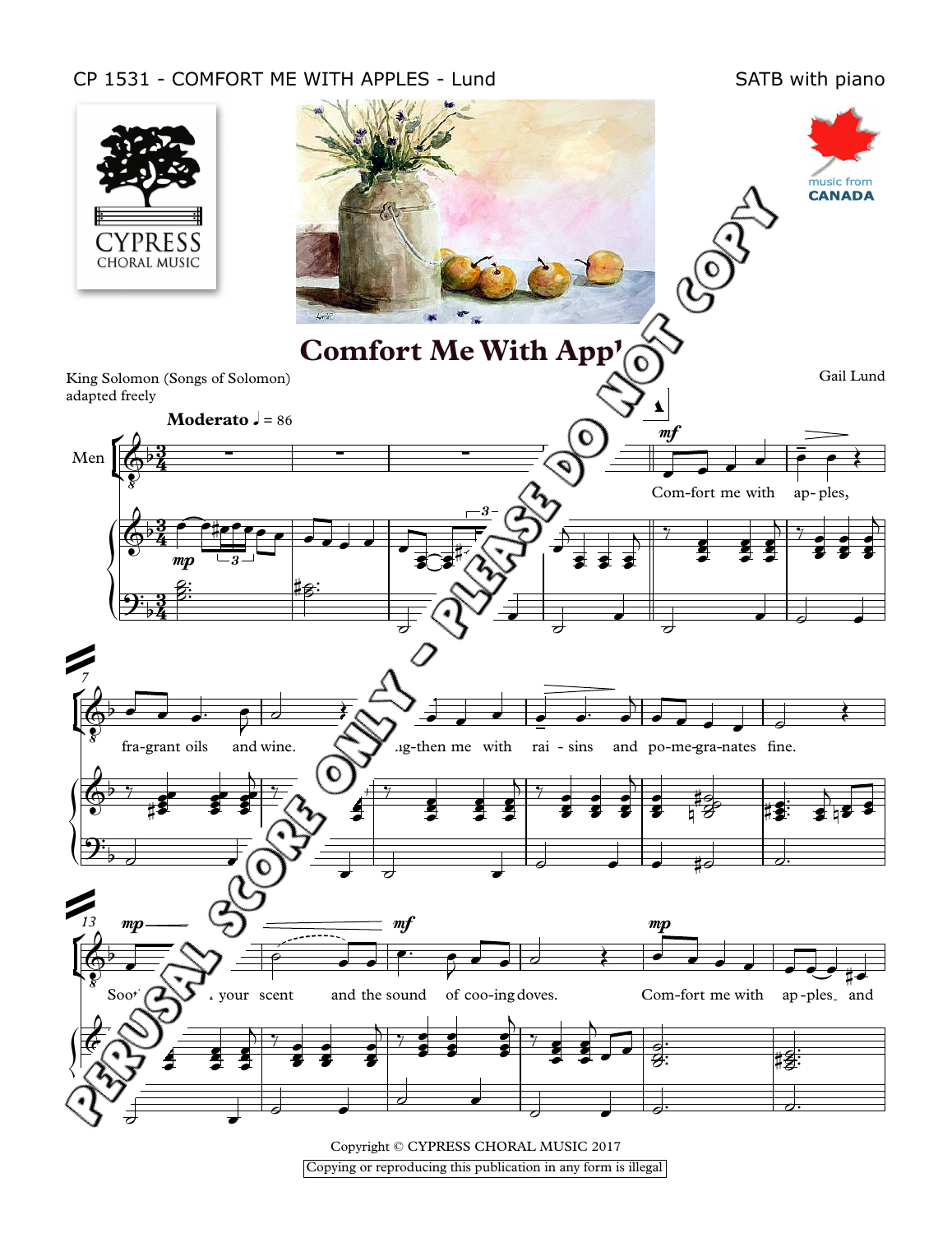CP 1531 - COMFORT ME WITH APPLES - Lund

SATB with piano

CYPRESS CHORAL MUSIC

music from CANADA

# Comfort Me With Apples

King Solomon (Songs of Solomon)
adapted freely

Gail Lund

**Moderato** ♩ = 86

Men

Com-fort me with ap- ples, fra-grant oils and wine. Strengthen me with rai - sins and po-me-gra-nates fine.

Soothe me with your scent and the sound of coo-ing doves. Com-fort me with ap -ples and

PERUSAL SCORE ONLY - PLEASE DO NOT COPY

Copyright © CYPRESS CHORAL MUSIC 2017

Copying or reproducing this publication in any form is illegal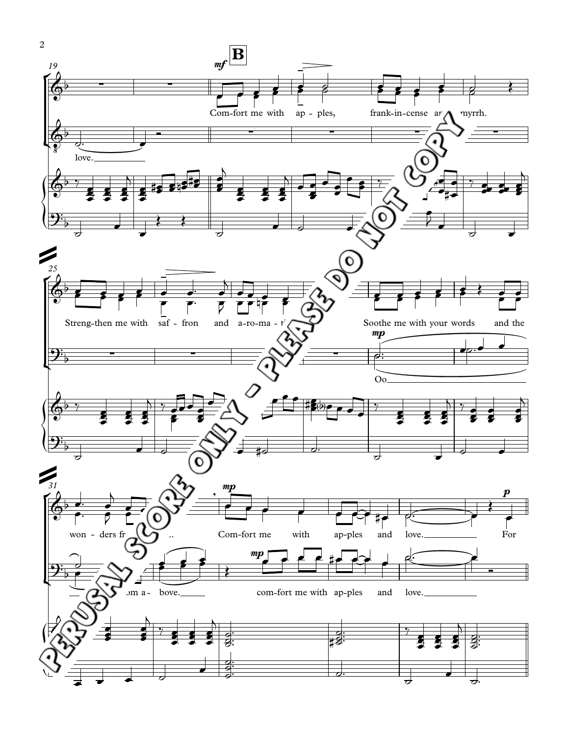**B**

Com-fort me with ap - ples, frank-in-cense and myrrh.

love.

Streng-then me with saf - fron and a-ro-ma-ti...

Soothe me with your words and the

Oo

won - ders fr... Com-fort me with ap-ples and love. For

...om a - bove. com-fort me with ap-ples and love.

PERUSAL SCORE ONLY - PLEASE DO NOT COPY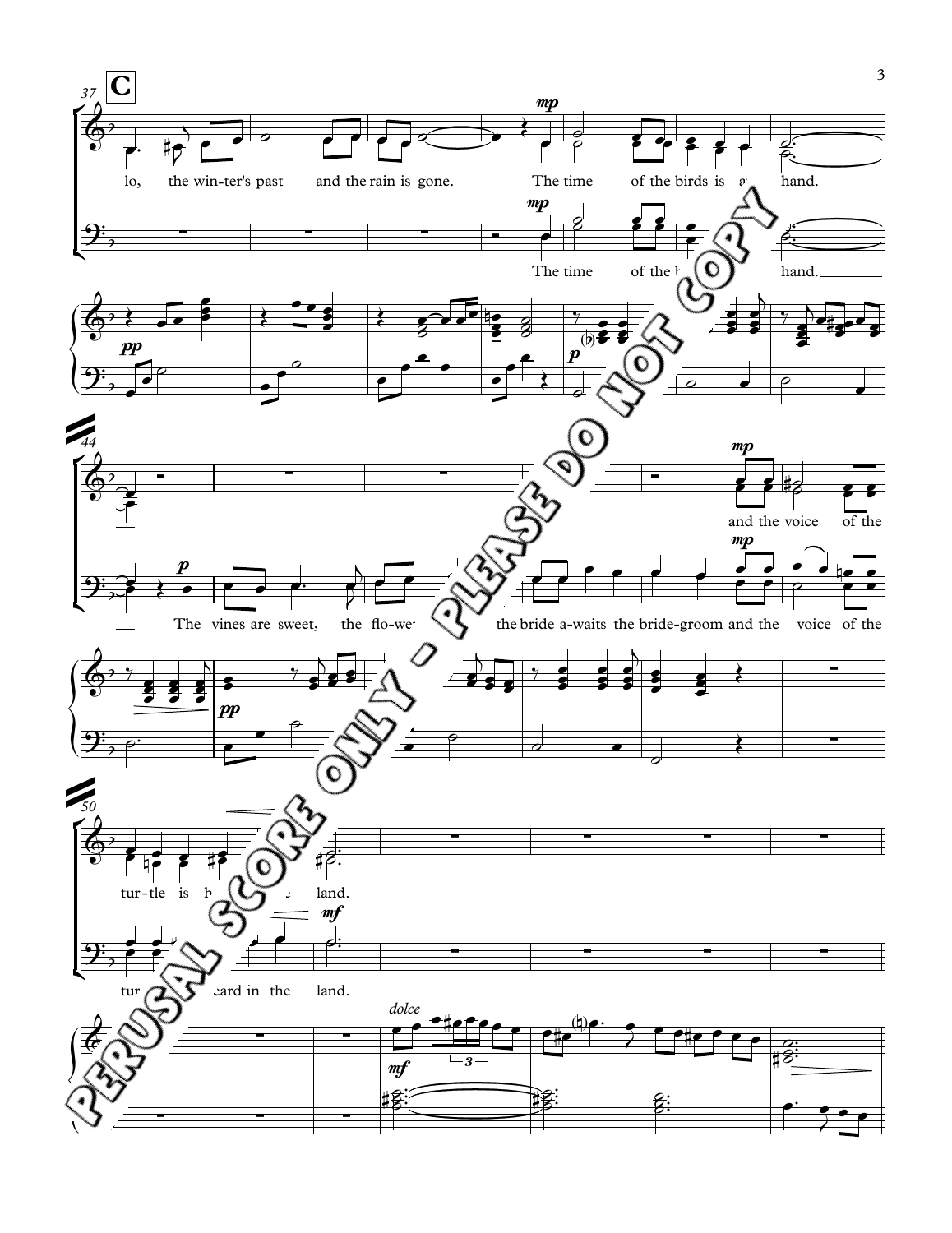**C**

37

lo, the win-ter's past and the rain is gone. The time of the birds is at hand.

The time of the birds is at hand.

44

and the voice of the

The vines are sweet, the flo-wers... the bride a-waits the bride-groom and the voice of the

50

tur-tle is heard in the land.

tur-tle is heard in the land.

*dolce*

PERUSAL SCORE ONLY - PLEASE DO NOT COPY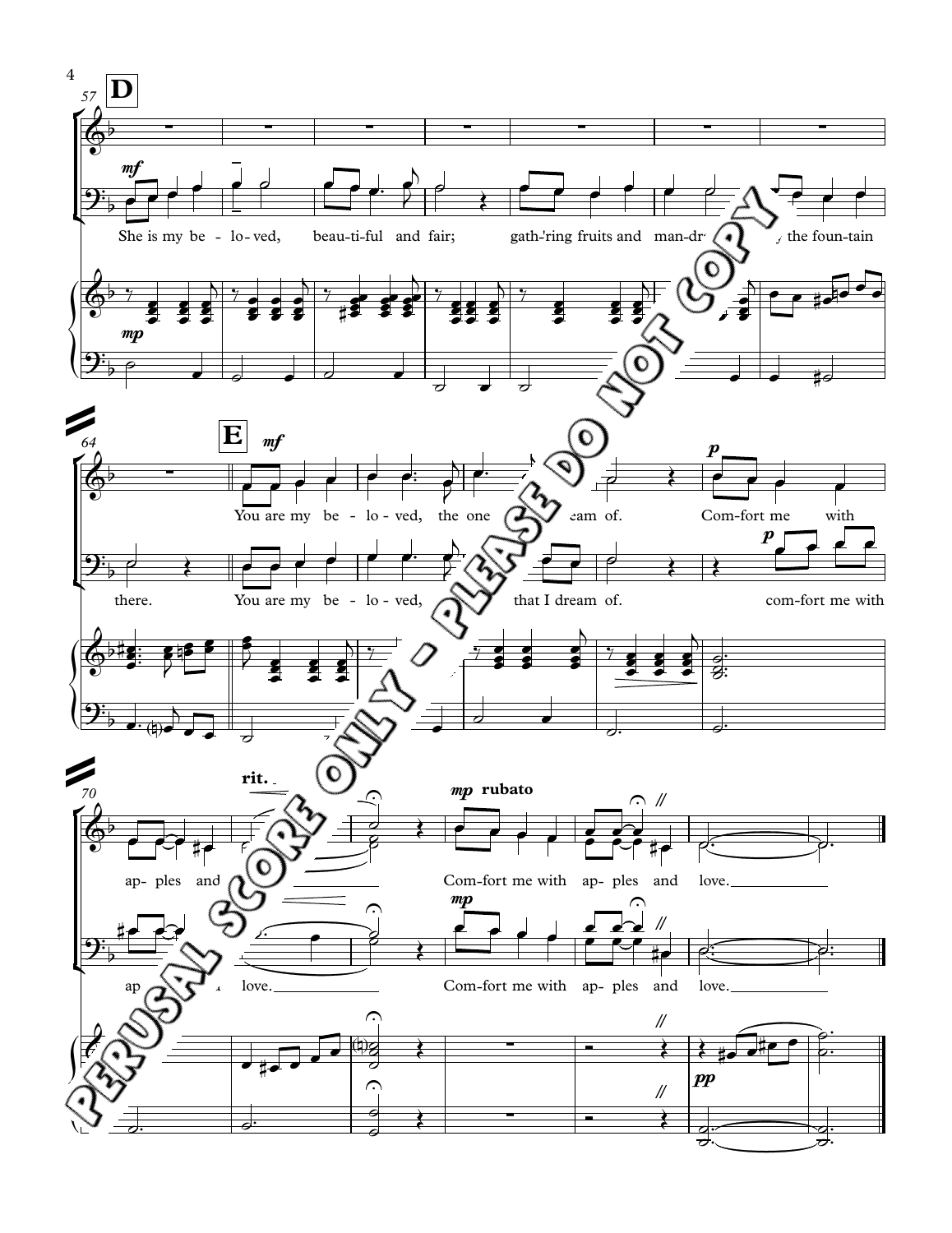**D**

*mf*

She is my be - lo - ved, beau - ti - ful and fair; gath-'ring fruits and man-dr... by the foun-tain there.

*mp*

**E**

*mf*

You are my be - lo - ved, the one ... dream of.

*p*

Com-fort me with

You are my be - lo - ved, ... that I dream of.

*p*

com-fort me with

**rit.**

ap - ples and ...

*mp* **rubato**

Com-fort me with ap - ples and love.

ap ... love.

*mp*

Com-fort me with ap - ples and love.

*pp*

PERUSAL SCORE ONLY - PLEASE DO NOT COPY